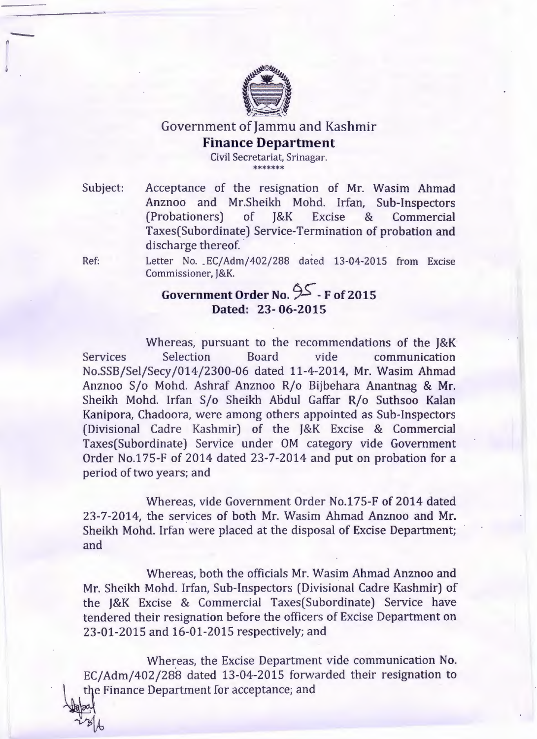Government of Jammu and Kashmir

**Finance Department**

Civil Secretariat, Srinagar.

\*\*\*\*\*\*\*

Subject: Acceptance of the resignation of Mr. Wasim Ahmad Anznoo and Mr.Sheikh Mohd. Irfan, Sub-Inspectors (Probationers) of J&K Excise & Commercial Taxes(Subordinate) Service-Termination of probation and discharge thereof.

Ref: Letter No. .EC/Adm/402/288 dated 13-04-2015 from Excise Commissioner, J&K.

**Government Order No. 95 - F of 2015**
**Dated: 23-06-2015**

Whereas, pursuant to the recommendations of the J&K Services Selection Board vide communication No.SSB/Sel/Secy/014/2300-06 dated 11-4-2014, Mr. Wasim Ahmad Anznoo S/o Mohd. Ashraf Anznoo R/o Bijbehara Anantnag & Mr. Sheikh Mohd. Irfan S/o Sheikh Abdul Gaffar R/o Suthsoo Kalan Kanipora, Chadoora, were among others appointed as Sub-Inspectors (Divisional Cadre Kashmir) of the J&K Excise & Commercial Taxes(Subordinate) Service under OM category vide Government Order No.175-F of 2014 dated 23-7-2014 and put on probation for a period of two years; and

Whereas, vide Government Order No.175-F of 2014 dated 23-7-2014, the services of both Mr. Wasim Ahmad Anznoo and Mr. Sheikh Mohd. Irfan were placed at the disposal of Excise Department; and

Whereas, both the officials Mr. Wasim Ahmad Anznoo and Mr. Sheikh Mohd. Irfan, Sub-Inspectors (Divisional Cadre Kashmir) of the J&K Excise & Commercial Taxes(Subordinate) Service have tendered their resignation before the officers of Excise Department on 23-01-2015 and 16-01-2015 respectively; and

Whereas, the Excise Department vide communication No. EC/Adm/402/288 dated 13-04-2015 forwarded their resignation to the Finance Department for acceptance; and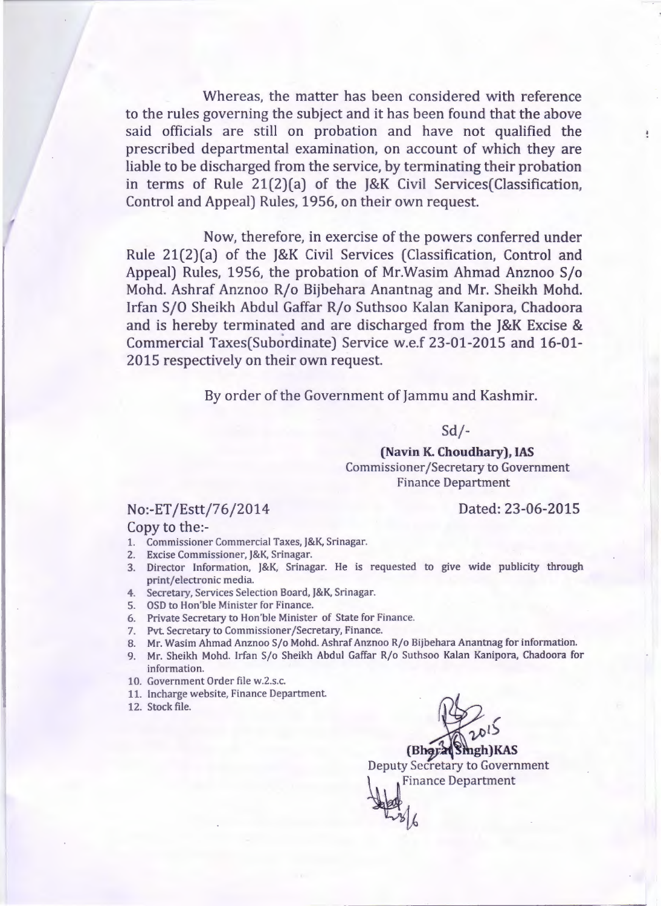Whereas, the matter has been considered with reference to the rules governing the subject and it has been found that the above said officials are still on probation and have not qualified the prescribed departmental examination, on account of which they are liable to be discharged from the service, by terminating their probation in terms of Rule 21(2)(a) of the J&K Civil Services(Classification, Control and Appeal) Rules, 1956, on their own request.

Now, therefore, in exercise of the powers conferred under Rule 21(2)(a) of the J&K Civil Services (Classification, Control and Appeal) Rules, 1956, the probation of Mr.Wasim Ahmad Anznoo S/o Mohd. Ashraf Anznoo R/o Bijbehara Anantnag and Mr. Sheikh Mohd. Irfan S/O Sheikh Abdul Gaffar R/o Suthsoo Kalan Kanipora, Chadoora and is hereby terminated and are discharged from the J&K Excise & Commercial Taxes(Subordinate) Service w.e.f 23-01-2015 and 16-01-2015 respectively on their own request.

By order of the Government of Jammu and Kashmir.

Sd/-

**(Navin K. Choudhary), IAS**
Commissioner/Secretary to Government
Finance Department

No:-ET/Estt/76/2014 Dated: 23-06-2015

Copy to the:-

1. Commissioner Commercial Taxes, J&K, Srinagar.
2. Excise Commissioner, J&K, Srinagar.
3. Director Information, J&K, Srinagar. He is requested to give wide publicity through print/electronic media.
4. Secretary, Services Selection Board, J&K, Srinagar.
5. OSD to Hon'ble Minister for Finance.
6. Private Secretary to Hon'ble Minister of State for Finance.
7. Pvt. Secretary to Commissioner/Secretary, Finance.
8. Mr. Wasim Ahmad Anznoo S/o Mohd. Ashraf Anznoo R/o Bijbehara Anantnag for information.
9. Mr. Sheikh Mohd. Irfan S/o Sheikh Abdul Gaffar R/o Suthsoo Kalan Kanipora, Chadoora for information.
10. Government Order file w.2.s.c.
11. Incharge website, Finance Department.
12. Stock file.

**(Bharat Singh)KAS**
Deputy Secretary to Government
Finance Department